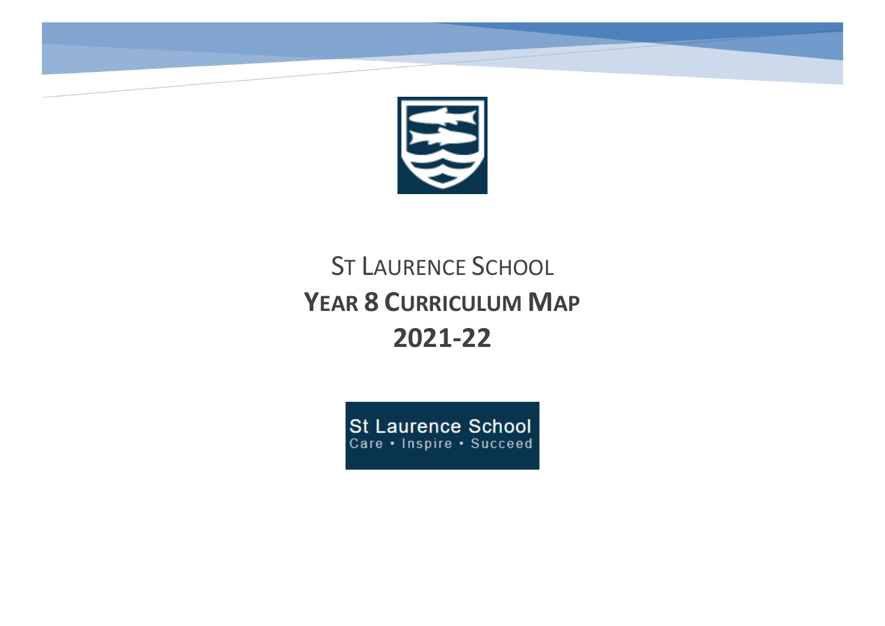# ST LAURENCE SCHOOL

## YEAR 8 CURRICULUM MAP

## 2021-22

St Laurence School
Care • Inspire • Succeed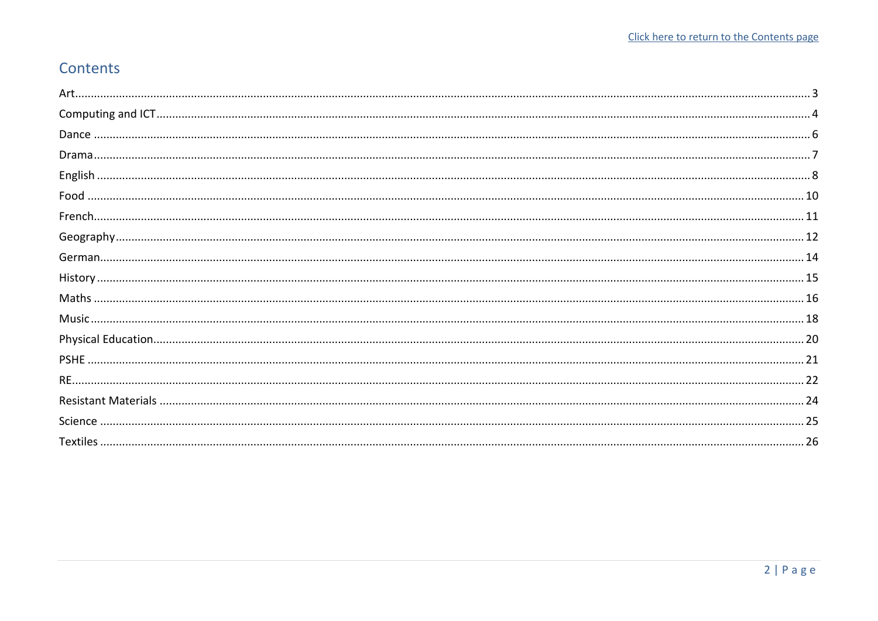Click here to return to the Contents page

## Contents

| Subject | Page |
|---|---|
| Art | 3 |
| Computing and ICT | 4 |
| Dance | 6 |
| Drama | 7 |
| English | 8 |
| Food | 10 |
| French | 11 |
| Geography | 12 |
| German | 14 |
| History | 15 |
| Maths | 16 |
| Music | 18 |
| Physical Education | 20 |
| PSHE | 21 |
| RE | 22 |
| Resistant Materials | 24 |
| Science | 25 |
| Textiles | 26 |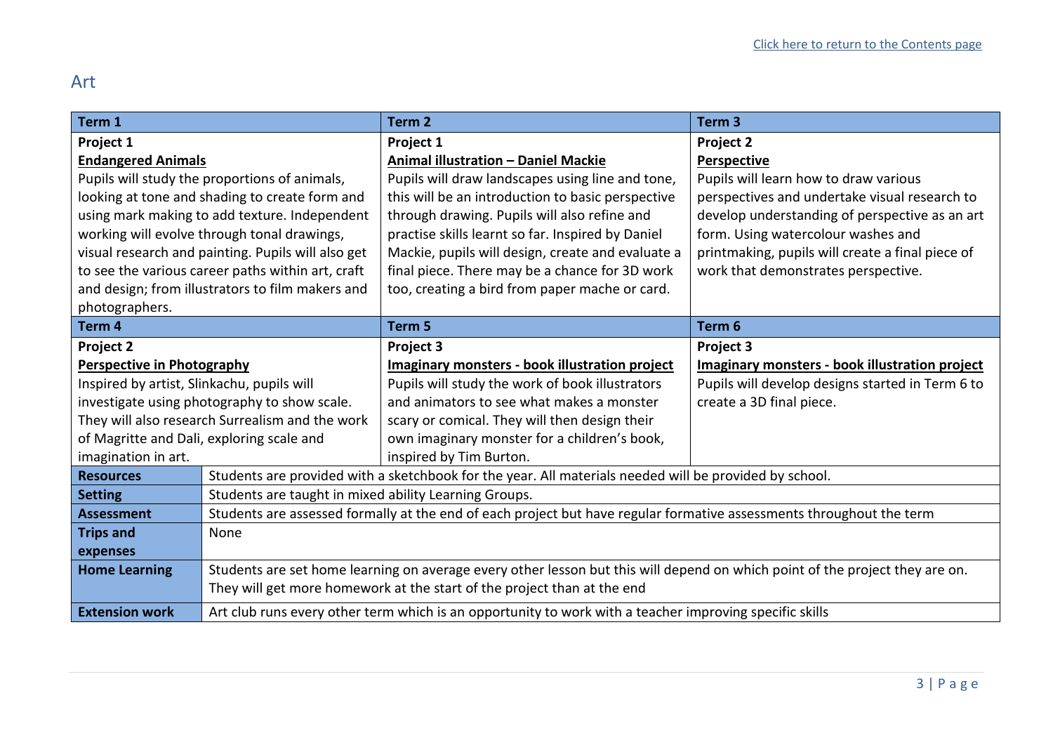[Click here to return to the Contents page]

# Art

| Term 1 | Term 2 | Term 3 |
|---|---|---|
| **Project 1**<br>**Endangered Animals**<br>Pupils will study the proportions of animals, looking at tone and shading to create form and using mark making to add texture. Independent working will evolve through tonal drawings, visual research and painting. Pupils will also get to see the various career paths within art, craft and design; from illustrators to film makers and photographers. | **Project 1**<br>**Animal illustration – Daniel Mackie**<br>Pupils will draw landscapes using line and tone, this will be an introduction to basic perspective through drawing. Pupils will also refine and practise skills learnt so far. Inspired by Daniel Mackie, pupils will design, create and evaluate a final piece. There may be a chance for 3D work too, creating a bird from paper mache or card. | **Project 2**<br>**Perspective**<br>Pupils will learn how to draw various perspectives and undertake visual research to develop understanding of perspective as an art form. Using watercolour washes and printmaking, pupils will create a final piece of work that demonstrates perspective. |
| **Term 4** | **Term 5** | **Term 6** |
| **Project 2**<br>**Perspective in Photography**<br>Inspired by artist, Slinkachu, pupils will investigate using photography to show scale. They will also research Surrealism and the work of Magritte and Dali, exploring scale and imagination in art. | **Project 3**<br>**Imaginary monsters - book illustration project**<br>Pupils will study the work of book illustrators and animators to see what makes a monster scary or comical. They will then design their own imaginary monster for a children's book, inspired by Tim Burton. | **Project 3**<br>**Imaginary monsters - book illustration project**<br>Pupils will develop designs started in Term 6 to create a 3D final piece. |

| | |
|---|---|
| **Resources** | Students are provided with a sketchbook for the year. All materials needed will be provided by school. |
| **Setting** | Students are taught in mixed ability Learning Groups. |
| **Assessment** | Students are assessed formally at the end of each project but have regular formative assessments throughout the term |
| **Trips and expenses** | None |
| **Home Learning** | Students are set home learning on average every other lesson but this will depend on which point of the project they are on. They will get more homework at the start of the project than at the end |
| **Extension work** | Art club runs every other term which is an opportunity to work with a teacher improving specific skills |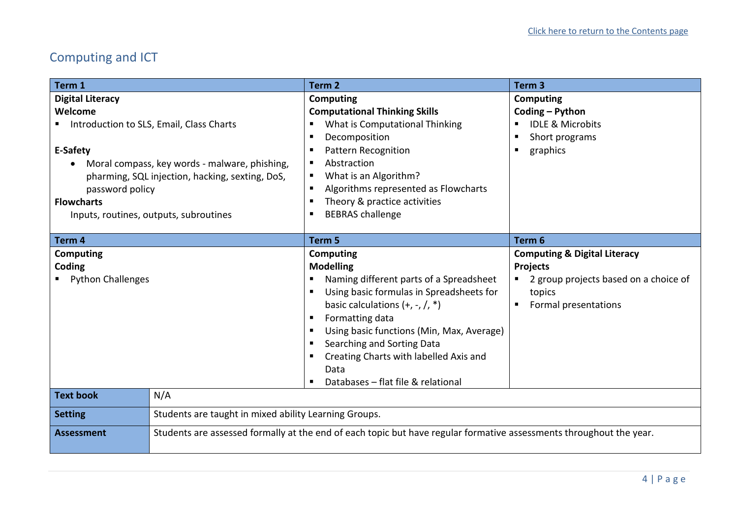[Click here to return to the Contents page]

## Computing and ICT

| Term 1 | Term 2 | Term 3 |
|---|---|---|
| **Digital Literacy**<br>**Welcome**<br>▪ Introduction to SLS, Email, Class Charts<br><br>**E-Safety**<br>• Moral compass, key words - malware, phishing, pharming, SQL injection, hacking, sexting, DoS, password policy<br>**Flowcharts**<br>Inputs, routines, outputs, subroutines | **Computing**<br>**Computational Thinking Skills**<br>▪ What is Computational Thinking<br>▪ Decomposition<br>▪ Pattern Recognition<br>▪ Abstraction<br>▪ What is an Algorithm?<br>▪ Algorithms represented as Flowcharts<br>▪ Theory & practice activities<br>▪ BEBRAS challenge | **Computing**<br>**Coding – Python**<br>▪ IDLE & Microbits<br>▪ Short programs<br>▪ graphics |
| **Term 4** | **Term 5** | **Term 6** |
| **Computing**<br>**Coding**<br>▪ Python Challenges | **Computing**<br>**Modelling**<br>▪ Naming different parts of a Spreadsheet<br>▪ Using basic formulas in Spreadsheets for basic calculations (+, -, /, *)<br>▪ Formatting data<br>▪ Using basic functions (Min, Max, Average)<br>▪ Searching and Sorting Data<br>▪ Creating Charts with labelled Axis and Data<br>▪ Databases – flat file & relational | **Computing & Digital Literacy**<br>**Projects**<br>▪ 2 group projects based on a choice of topics<br>▪ Formal presentations |

| | |
|---|---|
| **Text book** | N/A |
| **Setting** | Students are taught in mixed ability Learning Groups. |
| **Assessment** | Students are assessed formally at the end of each topic but have regular formative assessments throughout the year. |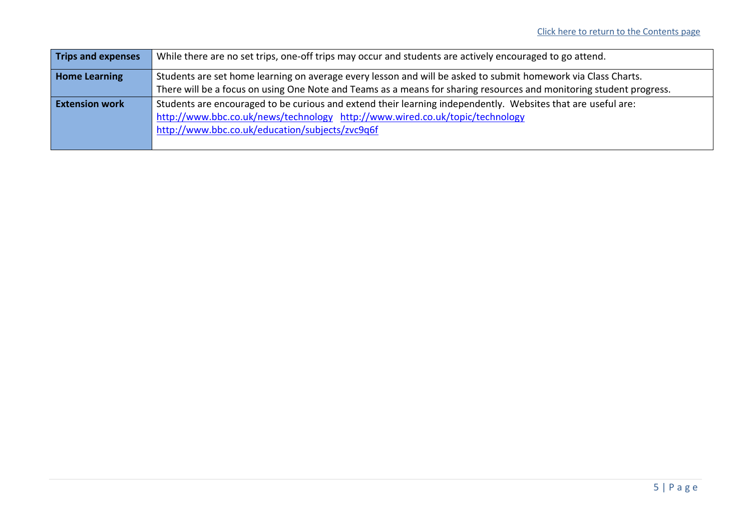[Click here to return to the Contents page]

| | |
|---|---|
| **Trips and expenses** | While there are no set trips, one-off trips may occur and students are actively encouraged to go attend. |
| **Home Learning** | Students are set home learning on average every lesson and will be asked to submit homework via Class Charts.<br>There will be a focus on using One Note and Teams as a means for sharing resources and monitoring student progress. |
| **Extension work** | Students are encouraged to be curious and extend their learning independently. Websites that are useful are:<br>http://www.bbc.co.uk/news/technology http://www.wired.co.uk/topic/technology<br>http://www.bbc.co.uk/education/subjects/zvc9q6f |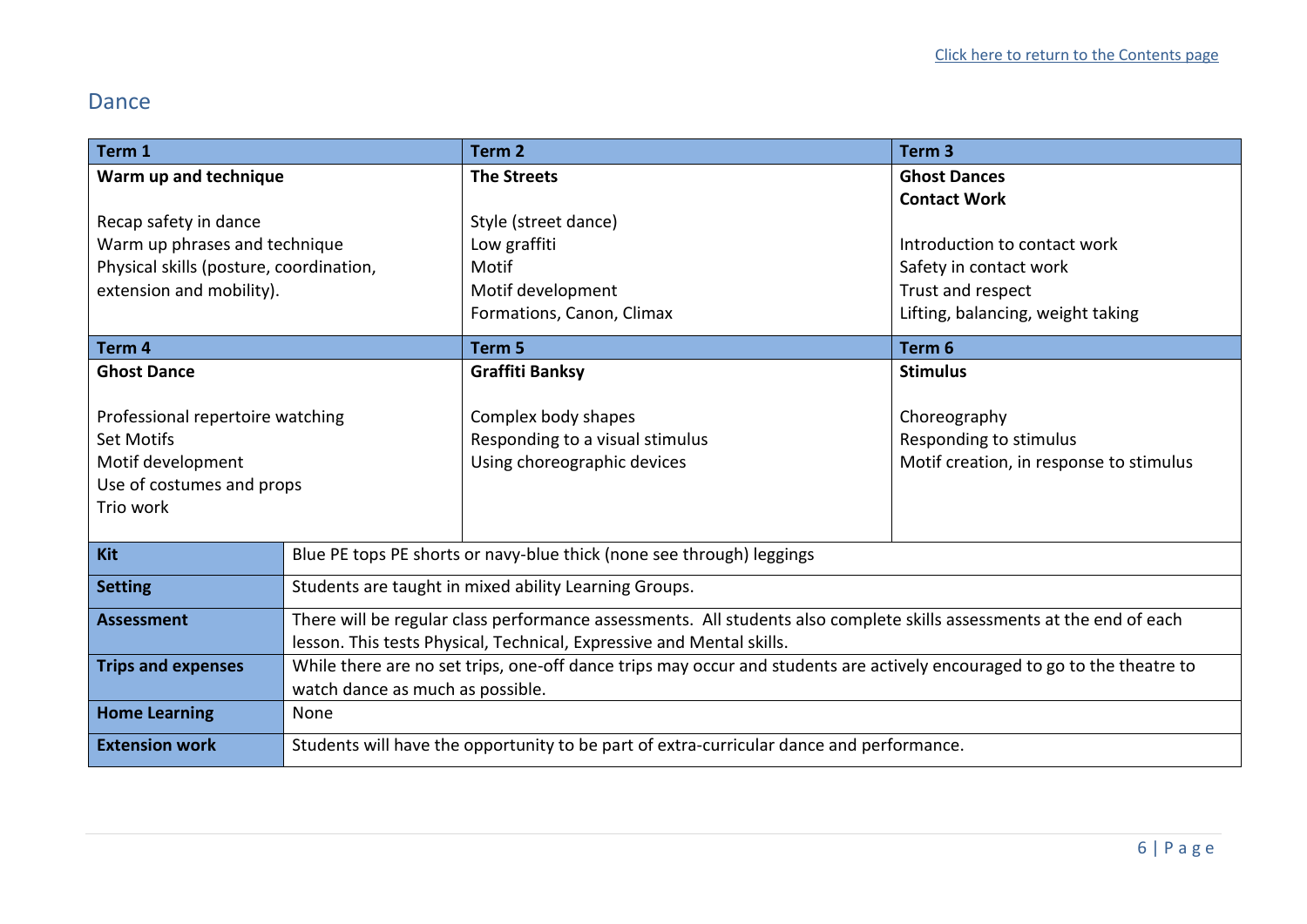[Click here to return to the Contents page]

## Dance

| Term 1 | Term 2 | Term 3 |
|---|---|---|
| **Warm up and technique**<br><br>Recap safety in dance<br>Warm up phrases and technique<br>Physical skills (posture, coordination, extension and mobility). | **The Streets**<br><br>Style (street dance)<br>Low graffiti<br>Motif<br>Motif development<br>Formations, Canon, Climax | **Ghost Dances**<br>**Contact Work**<br><br>Introduction to contact work<br>Safety in contact work<br>Trust and respect<br>Lifting, balancing, weight taking |
| **Term 4** | **Term 5** | **Term 6** |
| **Ghost Dance**<br><br>Professional repertoire watching<br>Set Motifs<br>Motif development<br>Use of costumes and props<br>Trio work | **Graffiti Banksy**<br><br>Complex body shapes<br>Responding to a visual stimulus<br>Using choreographic devices | **Stimulus**<br><br>Choreography<br>Responding to stimulus<br>Motif creation, in response to stimulus |

| | |
|---|---|
| **Kit** | Blue PE tops PE shorts or navy-blue thick (none see through) leggings |
| **Setting** | Students are taught in mixed ability Learning Groups. |
| **Assessment** | There will be regular class performance assessments. All students also complete skills assessments at the end of each lesson. This tests Physical, Technical, Expressive and Mental skills. |
| **Trips and expenses** | While there are no set trips, one-off dance trips may occur and students are actively encouraged to go to the theatre to watch dance as much as possible. |
| **Home Learning** | None |
| **Extension work** | Students will have the opportunity to be part of extra-curricular dance and performance. |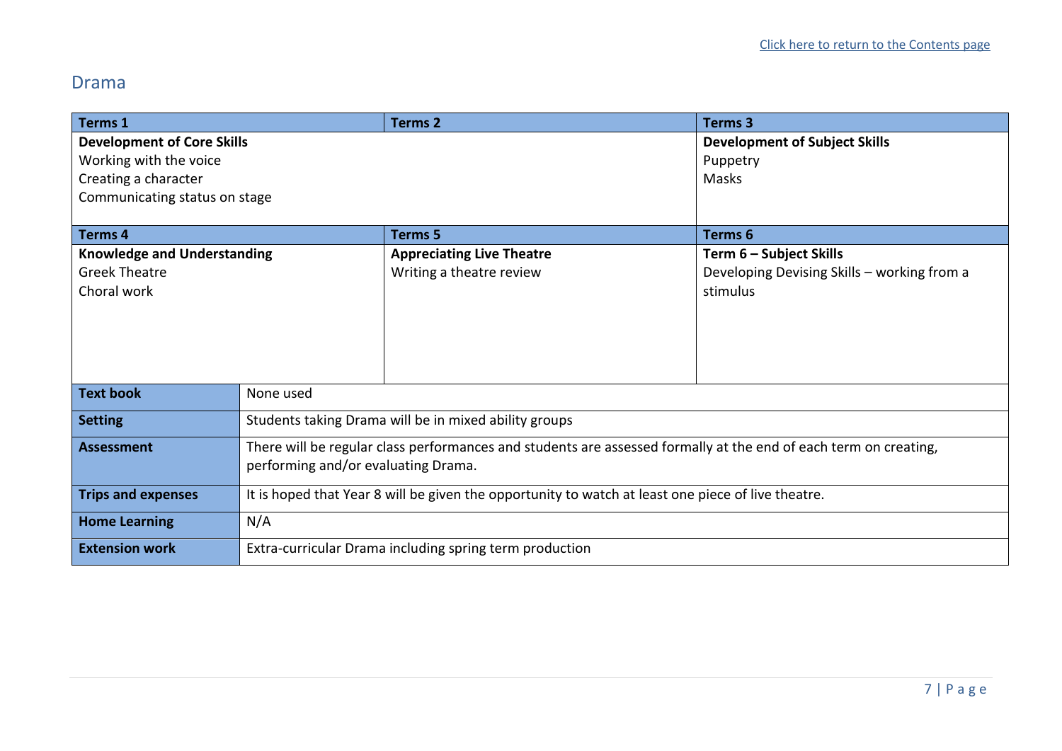[Click here to return to the Contents page]

## Drama

| Terms 1 | Terms 2 | Terms 3 |
|---|---|---|
| **Development of Core Skills**<br>Working with the voice<br>Creating a character<br>Communicating status on stage | | **Development of Subject Skills**<br>Puppetry<br>Masks |
| **Terms 4** | **Terms 5** | **Terms 6** |
| **Knowledge and Understanding**<br>Greek Theatre<br>Choral work | **Appreciating Live Theatre**<br>Writing a theatre review | **Term 6 – Subject Skills**<br>Developing Devising Skills – working from a stimulus |

| | |
|---|---|
| **Text book** | None used |
| **Setting** | Students taking Drama will be in mixed ability groups |
| **Assessment** | There will be regular class performances and students are assessed formally at the end of each term on creating, performing and/or evaluating Drama. |
| **Trips and expenses** | It is hoped that Year 8 will be given the opportunity to watch at least one piece of live theatre. |
| **Home Learning** | N/A |
| **Extension work** | Extra-curricular Drama including spring term production |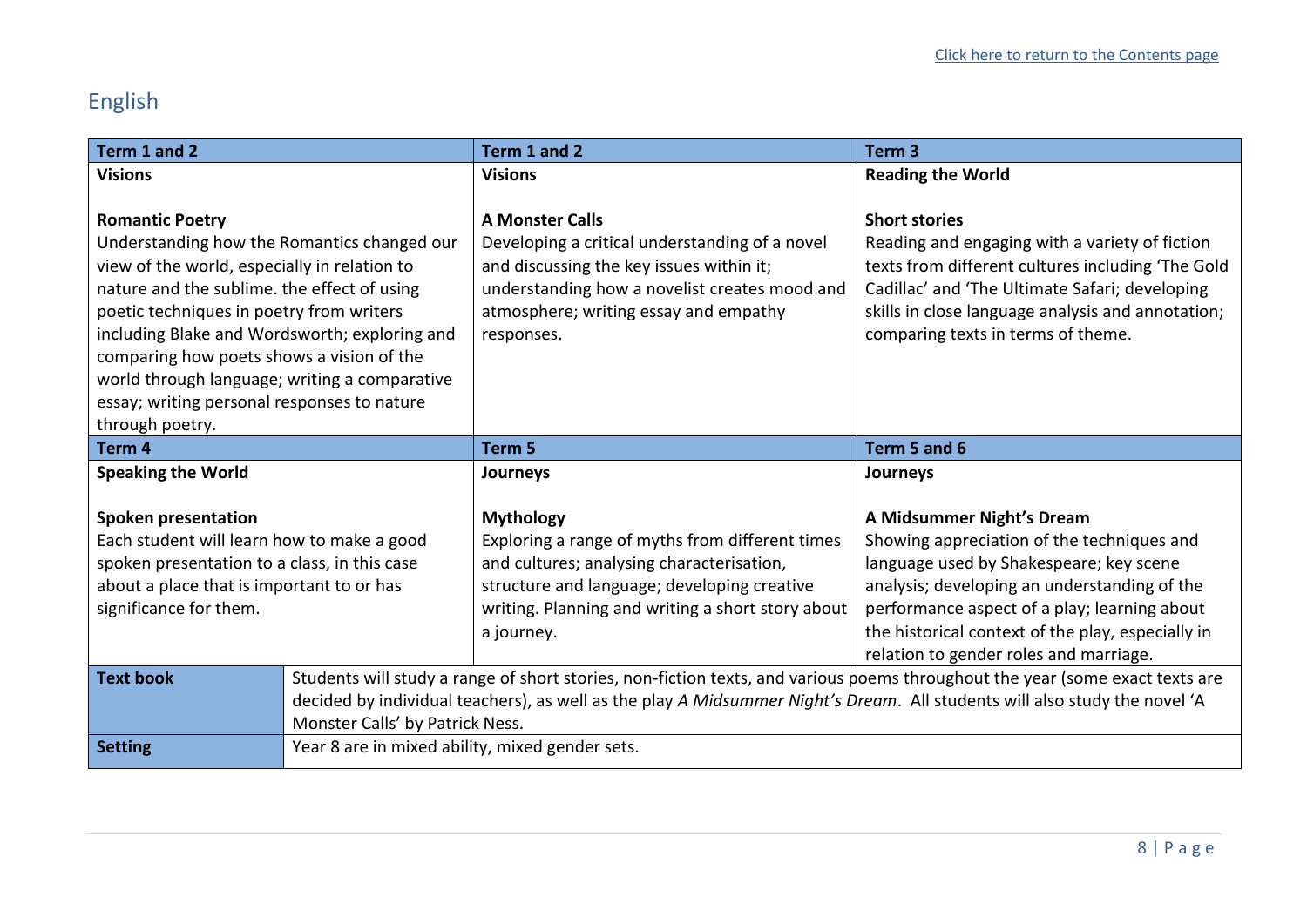[Click here to return to the Contents page]

## English

| Term 1 and 2 | Term 1 and 2 | Term 3 |
|---|---|---|
| **Visions**<br><br>**Romantic Poetry**<br>Understanding how the Romantics changed our view of the world, especially in relation to nature and the sublime. the effect of using poetic techniques in poetry from writers including Blake and Wordsworth; exploring and comparing how poets shows a vision of the world through language; writing a comparative essay; writing personal responses to nature through poetry. | **Visions**<br><br>**A Monster Calls**<br>Developing a critical understanding of a novel and discussing the key issues within it; understanding how a novelist creates mood and atmosphere; writing essay and empathy responses. | **Reading the World**<br><br>**Short stories**<br>Reading and engaging with a variety of fiction texts from different cultures including 'The Gold Cadillac' and 'The Ultimate Safari; developing skills in close language analysis and annotation; comparing texts in terms of theme. |
| **Term 4** | **Term 5** | **Term 5 and 6** |
| **Speaking the World**<br><br>**Spoken presentation**<br>Each student will learn how to make a good spoken presentation to a class, in this case about a place that is important to or has significance for them. | **Journeys**<br><br>**Mythology**<br>Exploring a range of myths from different times and cultures; analysing characterisation, structure and language; developing creative writing. Planning and writing a short story about a journey. | **Journeys**<br><br>**A Midsummer Night's Dream**<br>Showing appreciation of the techniques and language used by Shakespeare; key scene analysis; developing an understanding of the performance aspect of a play; learning about the historical context of the play, especially in relation to gender roles and marriage. |

| | |
|---|---|
| **Text book** | Students will study a range of short stories, non-fiction texts, and various poems throughout the year (some exact texts are decided by individual teachers), as well as the play *A Midsummer Night's Dream*. All students will also study the novel 'A Monster Calls' by Patrick Ness. |
| **Setting** | Year 8 are in mixed ability, mixed gender sets. |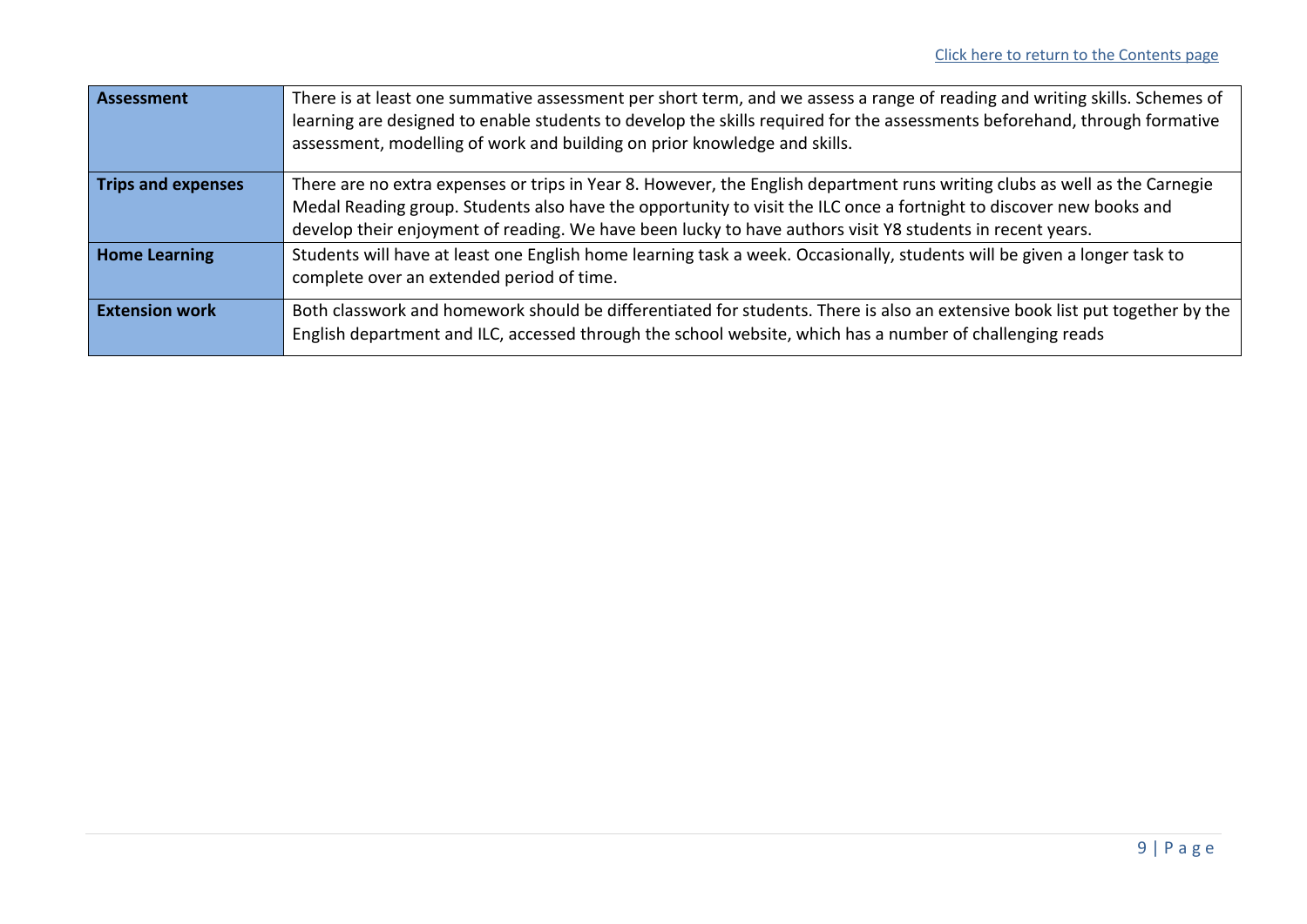[Click here to return to the Contents page]

| | |
|---|---|
| **Assessment** | There is at least one summative assessment per short term, and we assess a range of reading and writing skills. Schemes of learning are designed to enable students to develop the skills required for the assessments beforehand, through formative assessment, modelling of work and building on prior knowledge and skills. |
| **Trips and expenses** | There are no extra expenses or trips in Year 8. However, the English department runs writing clubs as well as the Carnegie Medal Reading group. Students also have the opportunity to visit the ILC once a fortnight to discover new books and develop their enjoyment of reading. We have been lucky to have authors visit Y8 students in recent years. |
| **Home Learning** | Students will have at least one English home learning task a week. Occasionally, students will be given a longer task to complete over an extended period of time. |
| **Extension work** | Both classwork and homework should be differentiated for students. There is also an extensive book list put together by the English department and ILC, accessed through the school website, which has a number of challenging reads |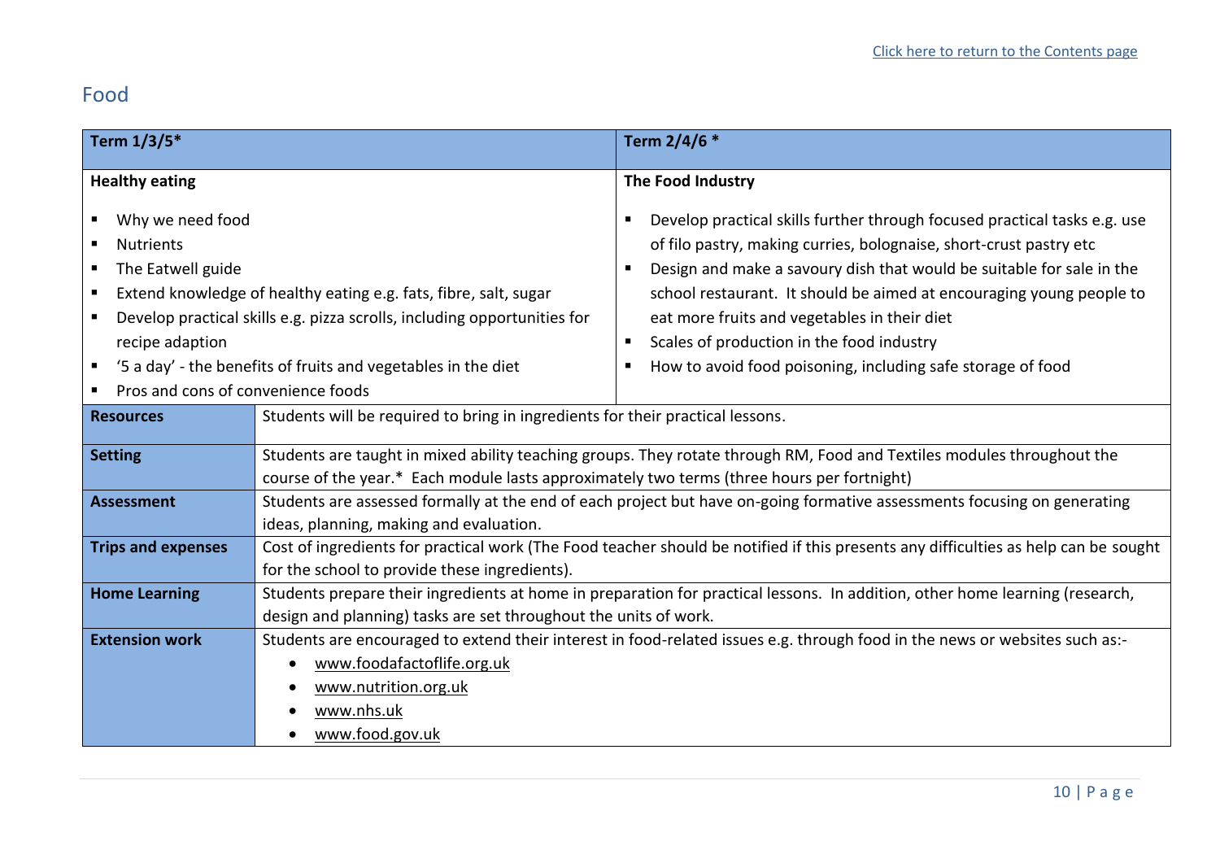Click here to return to the Contents page

## Food

| Term 1/3/5* | Term 2/4/6 * |
|---|---|
| **Healthy eating**<br>▪ Why we need food<br>▪ Nutrients<br>▪ The Eatwell guide<br>▪ Extend knowledge of healthy eating e.g. fats, fibre, salt, sugar<br>▪ Develop practical skills e.g. pizza scrolls, including opportunities for recipe adaption<br>▪ '5 a day' - the benefits of fruits and vegetables in the diet<br>▪ Pros and cons of convenience foods | **The Food Industry**<br>▪ Develop practical skills further through focused practical tasks e.g. use of filo pastry, making curries, bolognaise, short-crust pastry etc<br>▪ Design and make a savoury dish that would be suitable for sale in the school restaurant. It should be aimed at encouraging young people to eat more fruits and vegetables in their diet<br>▪ Scales of production in the food industry<br>▪ How to avoid food poisoning, including safe storage of food |

| | |
|---|---|
| **Resources** | Students will be required to bring in ingredients for their practical lessons. |
| **Setting** | Students are taught in mixed ability teaching groups. They rotate through RM, Food and Textiles modules throughout the course of the year.* Each module lasts approximately two terms (three hours per fortnight) |
| **Assessment** | Students are assessed formally at the end of each project but have on-going formative assessments focusing on generating ideas, planning, making and evaluation. |
| **Trips and expenses** | Cost of ingredients for practical work (The Food teacher should be notified if this presents any difficulties as help can be sought for the school to provide these ingredients). |
| **Home Learning** | Students prepare their ingredients at home in preparation for practical lessons. In addition, other home learning (research, design and planning) tasks are set throughout the units of work. |
| **Extension work** | Students are encouraged to extend their interest in food-related issues e.g. through food in the news or websites such as:-<br>• www.foodafactoflife.org.uk<br>• www.nutrition.org.uk<br>• www.nhs.uk<br>• www.food.gov.uk |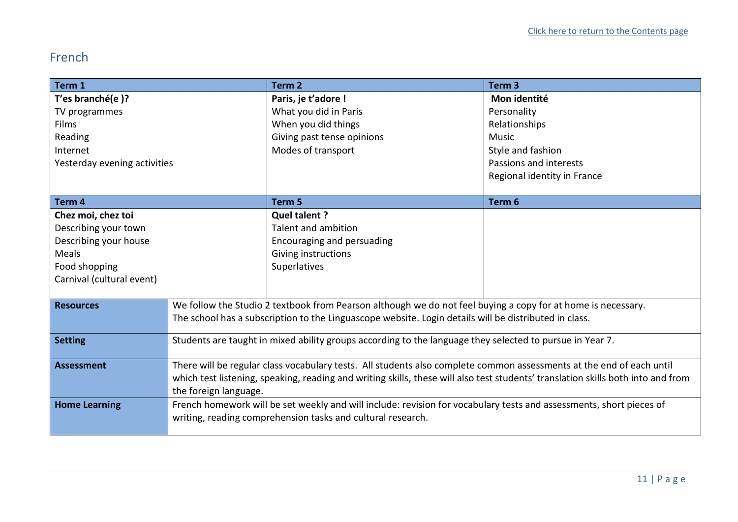## French

| Term 1 | Term 2 | Term 3 |
|---|---|---|
| **T'es branché(e )?**<br>TV programmes<br>Films<br>Reading<br>Internet<br>Yesterday evening activities | **Paris, je t'adore !**<br>What you did in Paris<br>When you did things<br>Giving past tense opinions<br>Modes of transport | **Mon identité**<br>Personality<br>Relationships<br>Music<br>Style and fashion<br>Passions and interests<br>Regional identity in France |
| **Term 4** | **Term 5** | **Term 6** |
| **Chez moi, chez toi**<br>Describing your town<br>Describing your house<br>Meals<br>Food shopping<br>Carnival (cultural event) | **Quel talent ?**<br>Talent and ambition<br>Encouraging and persuading<br>Giving instructions<br>Superlatives | |

| | |
|---|---|
| **Resources** | We follow the Studio 2 textbook from Pearson although we do not feel buying a copy for at home is necessary.<br>The school has a subscription to the Linguascope website. Login details will be distributed in class. |
| **Setting** | Students are taught in mixed ability groups according to the language they selected to pursue in Year 7. |
| **Assessment** | There will be regular class vocabulary tests. All students also complete common assessments at the end of each unit which test listening, speaking, reading and writing skills, these will also test students' translation skills both into and from the foreign language. |
| **Home Learning** | French homework will be set weekly and will include: revision for vocabulary tests and assessments, short pieces of writing, reading comprehension tasks and cultural research. |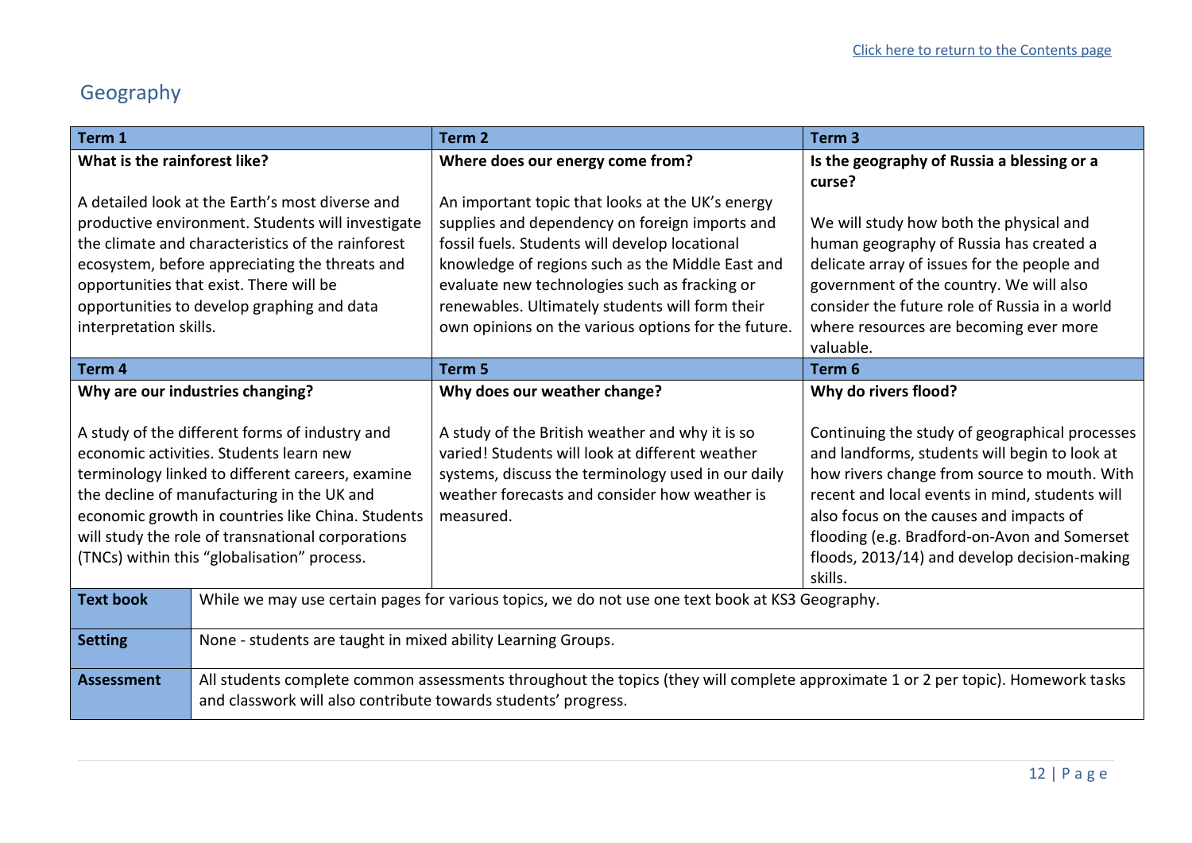[Click here to return to the Contents page]

## Geography

| Term 1 | Term 2 | Term 3 |
|---|---|---|
| **What is the rainforest like?**<br><br>A detailed look at the Earth's most diverse and productive environment. Students will investigate the climate and characteristics of the rainforest ecosystem, before appreciating the threats and opportunities that exist. There will be opportunities to develop graphing and data interpretation skills. | **Where does our energy come from?**<br><br>An important topic that looks at the UK's energy supplies and dependency on foreign imports and fossil fuels. Students will develop locational knowledge of regions such as the Middle East and evaluate new technologies such as fracking or renewables. Ultimately students will form their own opinions on the various options for the future. | **Is the geography of Russia a blessing or a curse?**<br><br>We will study how both the physical and human geography of Russia has created a delicate array of issues for the people and government of the country. We will also consider the future role of Russia in a world where resources are becoming ever more valuable. |
| **Term 4** | **Term 5** | **Term 6** |
| **Why are our industries changing?**<br><br>A study of the different forms of industry and economic activities. Students learn new terminology linked to different careers, examine the decline of manufacturing in the UK and economic growth in countries like China. Students will study the role of transnational corporations (TNCs) within this "globalisation" process. | **Why does our weather change?**<br><br>A study of the British weather and why it is so varied! Students will look at different weather systems, discuss the terminology used in our daily weather forecasts and consider how weather is measured. | **Why do rivers flood?**<br><br>Continuing the study of geographical processes and landforms, students will begin to look at how rivers change from source to mouth. With recent and local events in mind, students will also focus on the causes and impacts of flooding (e.g. Bradford-on-Avon and Somerset floods, 2013/14) and develop decision-making skills. |

| | |
|---|---|
| **Text book** | While we may use certain pages for various topics, we do not use one text book at KS3 Geography. |
| **Setting** | None - students are taught in mixed ability Learning Groups. |
| **Assessment** | All students complete common assessments throughout the topics (they will complete approximate 1 or 2 per topic). Homework tasks and classwork will also contribute towards students' progress. |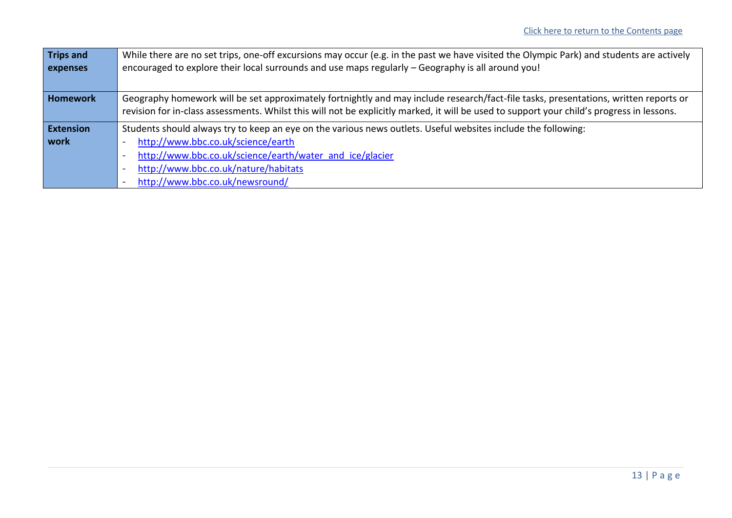[Click here to return to the Contents page]

| | |
|---|---|
| **Trips and expenses** | While there are no set trips, one-off excursions may occur (e.g. in the past we have visited the Olympic Park) and students are actively encouraged to explore their local surrounds and use maps regularly – Geography is all around you! |
| **Homework** | Geography homework will be set approximately fortnightly and may include research/fact-file tasks, presentations, written reports or revision for in-class assessments. Whilst this will not be explicitly marked, it will be used to support your child's progress in lessons. |
| **Extension work** | Students should always try to keep an eye on the various news outlets. Useful websites include the following:<br>- http://www.bbc.co.uk/science/earth<br>- http://www.bbc.co.uk/science/earth/water_and_ice/glacier<br>- http://www.bbc.co.uk/nature/habitats<br>- http://www.bbc.co.uk/newsround/ |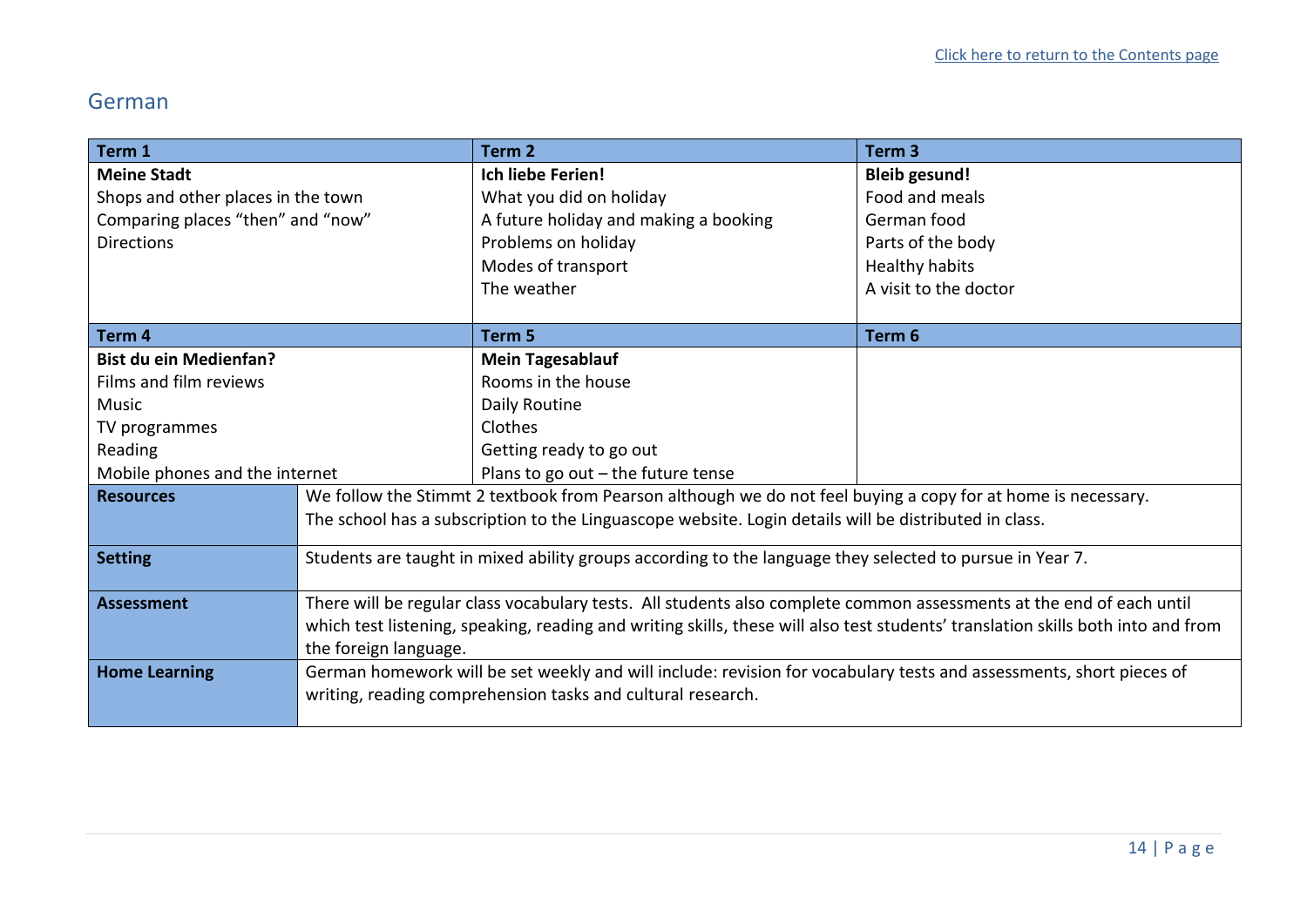[Click here to return to the Contents page]

## German

| Term 1 | Term 2 | Term 3 |
|---|---|---|
| **Meine Stadt**<br>Shops and other places in the town<br>Comparing places "then" and "now"<br>Directions | **Ich liebe Ferien!**<br>What you did on holiday<br>A future holiday and making a booking<br>Problems on holiday<br>Modes of transport<br>The weather | **Bleib gesund!**<br>Food and meals<br>German food<br>Parts of the body<br>Healthy habits<br>A visit to the doctor |
| **Term 4** | **Term 5** | **Term 6** |
| **Bist du ein Medienfan?**<br>Films and film reviews<br>Music<br>TV programmes<br>Reading<br>Mobile phones and the internet | **Mein Tagesablauf**<br>Rooms in the house<br>Daily Routine<br>Clothes<br>Getting ready to go out<br>Plans to go out – the future tense | |

| | |
|---|---|
| **Resources** | We follow the Stimmt 2 textbook from Pearson although we do not feel buying a copy for at home is necessary.<br>The school has a subscription to the Linguascope website. Login details will be distributed in class. |
| **Setting** | Students are taught in mixed ability groups according to the language they selected to pursue in Year 7. |
| **Assessment** | There will be regular class vocabulary tests. All students also complete common assessments at the end of each until which test listening, speaking, reading and writing skills, these will also test students' translation skills both into and from the foreign language. |
| **Home Learning** | German homework will be set weekly and will include: revision for vocabulary tests and assessments, short pieces of writing, reading comprehension tasks and cultural research. |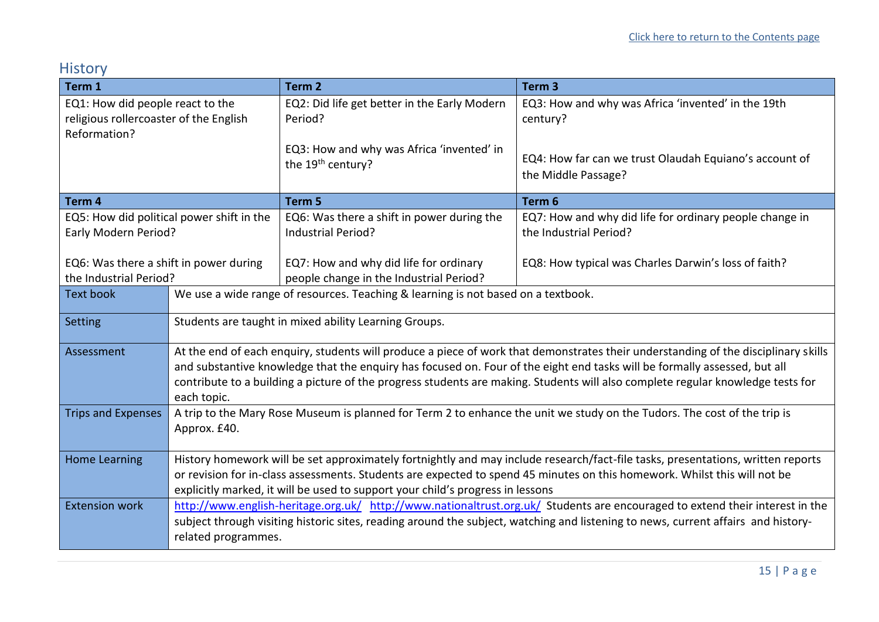[Click here to return to the Contents page]

## History

| Term 1 | Term 2 | Term 3 |
|---|---|---|
| EQ1: How did people react to the religious rollercoaster of the English Reformation? | EQ2: Did life get better in the Early Modern Period?<br><br>EQ3: How and why was Africa 'invented' in the 19th century? | EQ3: How and why was Africa 'invented' in the 19th century?<br><br>EQ4: How far can we trust Olaudah Equiano's account of the Middle Passage? |
| **Term 4** | **Term 5** | **Term 6** |
| EQ5: How did political power shift in the Early Modern Period?<br><br>EQ6: Was there a shift in power during the Industrial Period? | EQ6: Was there a shift in power during the Industrial Period?<br><br>EQ7: How and why did life for ordinary people change in the Industrial Period? | EQ7: How and why did life for ordinary people change in the Industrial Period?<br><br>EQ8: How typical was Charles Darwin's loss of faith? |

| | |
|---|---|
| Text book | We use a wide range of resources. Teaching & learning is not based on a textbook. |
| Setting | Students are taught in mixed ability Learning Groups. |
| Assessment | At the end of each enquiry, students will produce a piece of work that demonstrates their understanding of the disciplinary skills and substantive knowledge that the enquiry has focused on. Four of the eight end tasks will be formally assessed, but all contribute to a building a picture of the progress students are making. Students will also complete regular knowledge tests for each topic. |
| Trips and Expenses | A trip to the Mary Rose Museum is planned for Term 2 to enhance the unit we study on the Tudors. The cost of the trip is Approx. £40. |
| Home Learning | History homework will be set approximately fortnightly and may include research/fact-file tasks, presentations, written reports or revision for in-class assessments. Students are expected to spend 45 minutes on this homework. Whilst this will not be explicitly marked, it will be used to support your child's progress in lessons |
| Extension work | http://www.english-heritage.org.uk/ http://www.nationaltrust.org.uk/ Students are encouraged to extend their interest in the subject through visiting historic sites, reading around the subject, watching and listening to news, current affairs and history-related programmes. |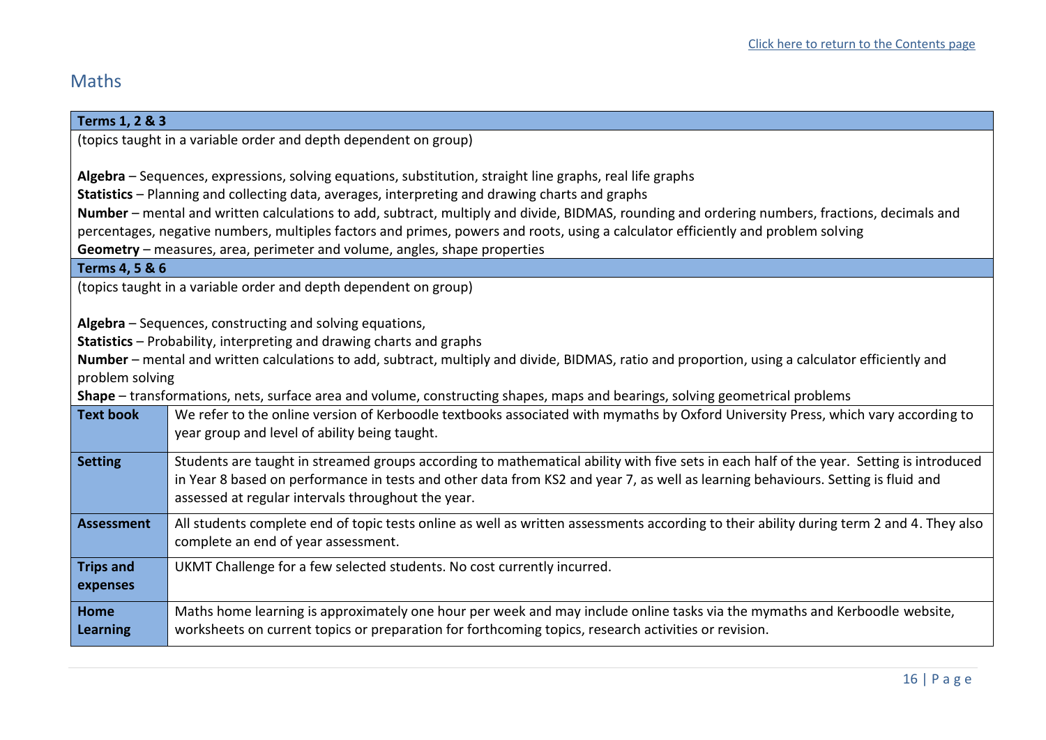[Click here to return to the Contents page]

## Maths

| **Terms 1, 2 & 3** | |
|---|---|
| (topics taught in a variable order and depth dependent on group)<br><br>**Algebra** – Sequences, expressions, solving equations, substitution, straight line graphs, real life graphs<br>**Statistics** – Planning and collecting data, averages, interpreting and drawing charts and graphs<br>**Number** – mental and written calculations to add, subtract, multiply and divide, BIDMAS, rounding and ordering numbers, fractions, decimals and percentages, negative numbers, multiples factors and primes, powers and roots, using a calculator efficiently and problem solving<br>**Geometry** – measures, area, perimeter and volume, angles, shape properties | |
| **Terms 4, 5 & 6** | |
| (topics taught in a variable order and depth dependent on group)<br><br>**Algebra** – Sequences, constructing and solving equations,<br>**Statistics** – Probability, interpreting and drawing charts and graphs<br>**Number** – mental and written calculations to add, subtract, multiply and divide, BIDMAS, ratio and proportion, using a calculator efficiently and problem solving<br>**Shape** – transformations, nets, surface area and volume, constructing shapes, maps and bearings, solving geometrical problems | |
| **Text book** | We refer to the online version of Kerboodle textbooks associated with mymaths by Oxford University Press, which vary according to year group and level of ability being taught. |
| **Setting** | Students are taught in streamed groups according to mathematical ability with five sets in each half of the year. Setting is introduced in Year 8 based on performance in tests and other data from KS2 and year 7, as well as learning behaviours. Setting is fluid and assessed at regular intervals throughout the year. |
| **Assessment** | All students complete end of topic tests online as well as written assessments according to their ability during term 2 and 4. They also complete an end of year assessment. |
| **Trips and expenses** | UKMT Challenge for a few selected students. No cost currently incurred. |
| **Home Learning** | Maths home learning is approximately one hour per week and may include online tasks via the mymaths and Kerboodle website, worksheets on current topics or preparation for forthcoming topics, research activities or revision. |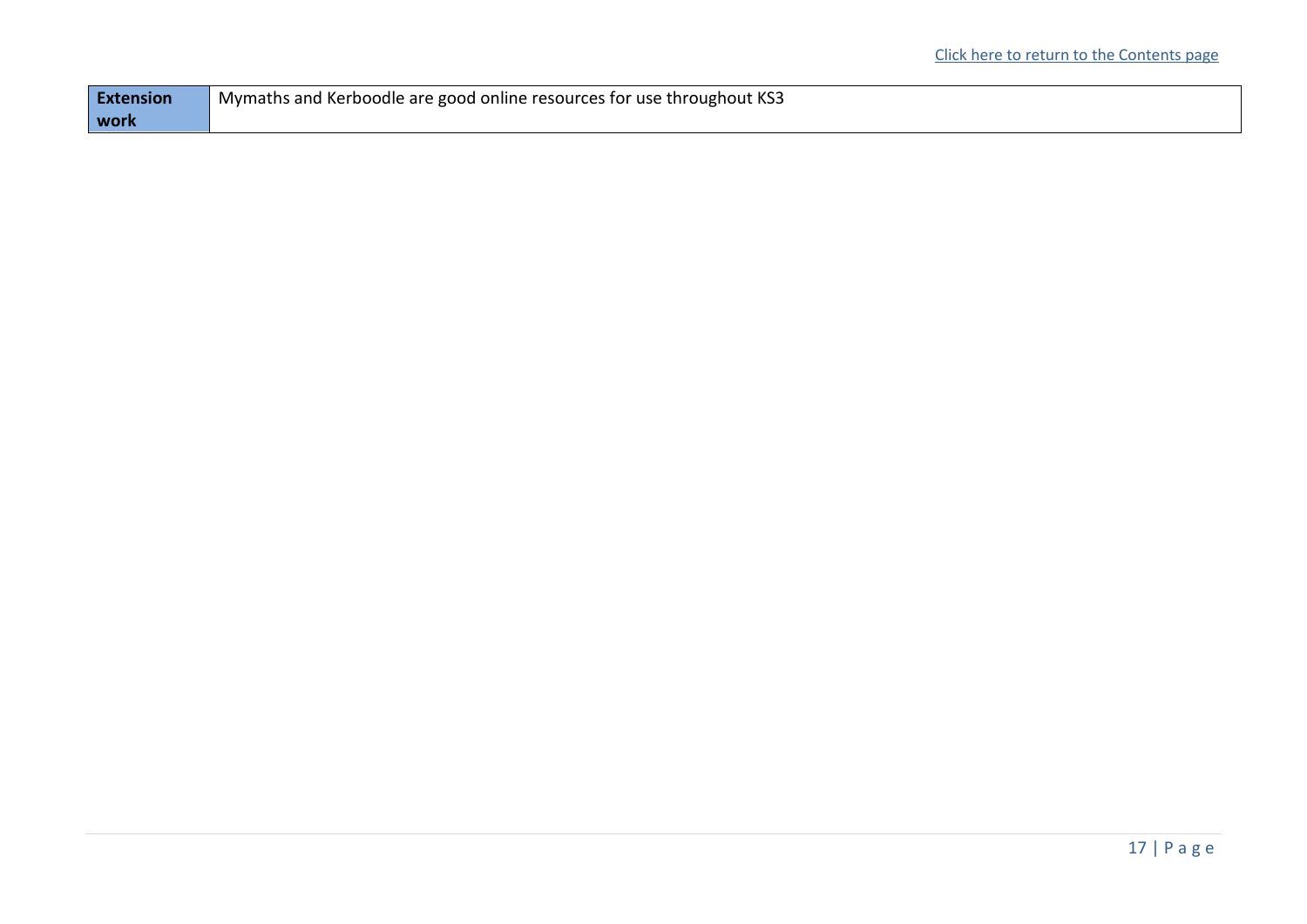[Click here to return to the Contents page]

| **Extension work** | Mymaths and Kerboodle are good online resources for use throughout KS3 |
|---|---|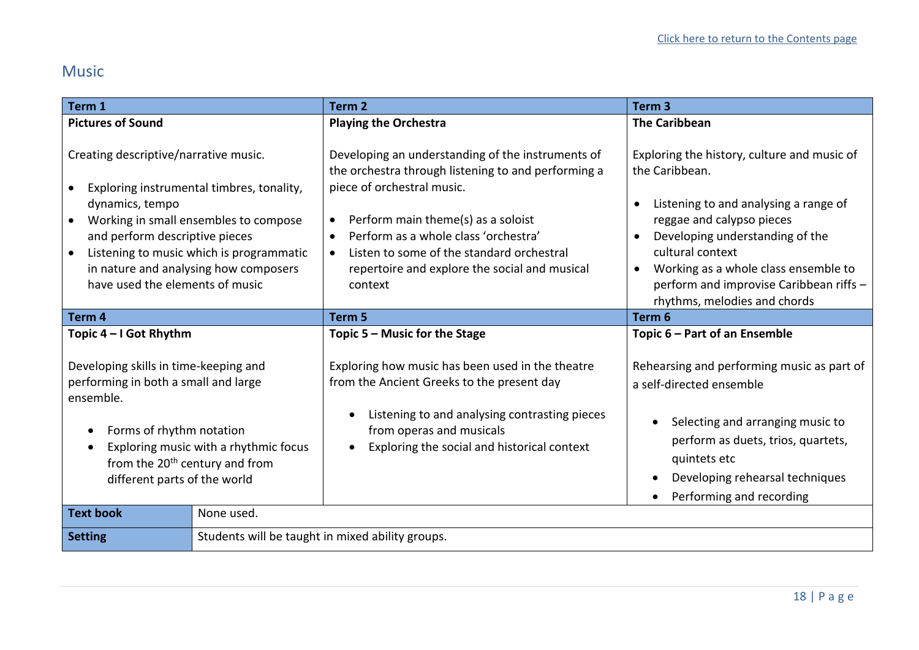[Click here to return to the Contents page]

## Music

| Term 1 | Term 2 | Term 3 |
|---|---|---|
| **Pictures of Sound**<br><br>Creating descriptive/narrative music.<br><br>• Exploring instrumental timbres, tonality, dynamics, tempo<br>• Working in small ensembles to compose and perform descriptive pieces<br>• Listening to music which is programmatic in nature and analysing how composers have used the elements of music | **Playing the Orchestra**<br><br>Developing an understanding of the instruments of the orchestra through listening to and performing a piece of orchestral music.<br><br>• Perform main theme(s) as a soloist<br>• Perform as a whole class 'orchestra'<br>• Listen to some of the standard orchestral repertoire and explore the social and musical context | **The Caribbean**<br><br>Exploring the history, culture and music of the Caribbean.<br><br>• Listening to and analysing a range of reggae and calypso pieces<br>• Developing understanding of the cultural context<br>• Working as a whole class ensemble to perform and improvise Caribbean riffs – rhythms, melodies and chords |
| **Term 4** | **Term 5** | **Term 6** |
| **Topic 4 – I Got Rhythm**<br><br>Developing skills in time-keeping and performing in both a small and large ensemble.<br><br>• Forms of rhythm notation<br>• Exploring music with a rhythmic focus from the 20th century and from different parts of the world | **Topic 5 – Music for the Stage**<br><br>Exploring how music has been used in the theatre from the Ancient Greeks to the present day<br><br>• Listening to and analysing contrasting pieces from operas and musicals<br>• Exploring the social and historical context | **Topic 6 – Part of an Ensemble**<br><br>Rehearsing and performing music as part of a self-directed ensemble<br><br>• Selecting and arranging music to perform as duets, trios, quartets, quintets etc<br>• Developing rehearsal techniques<br>• Performing and recording |

| | |
|---|---|
| **Text book** | None used. |
| **Setting** | Students will be taught in mixed ability groups. |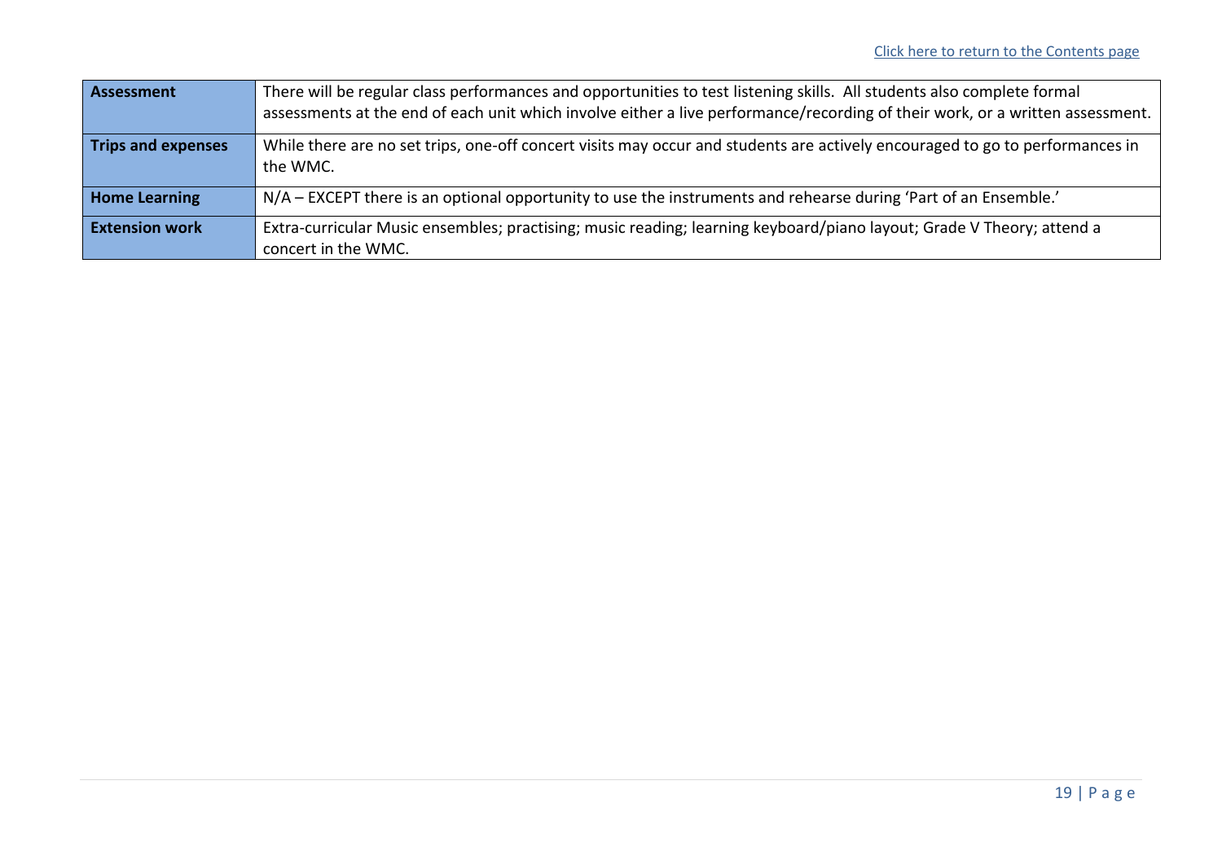[Click here to return to the Contents page]

| **Assessment** | There will be regular class performances and opportunities to test listening skills. All students also complete formal assessments at the end of each unit which involve either a live performance/recording of their work, or a written assessment. |
|---|---|
| **Trips and expenses** | While there are no set trips, one-off concert visits may occur and students are actively encouraged to go to performances in the WMC. |
| **Home Learning** | N/A – EXCEPT there is an optional opportunity to use the instruments and rehearse during 'Part of an Ensemble.' |
| **Extension work** | Extra-curricular Music ensembles; practising; music reading; learning keyboard/piano layout; Grade V Theory; attend a concert in the WMC. |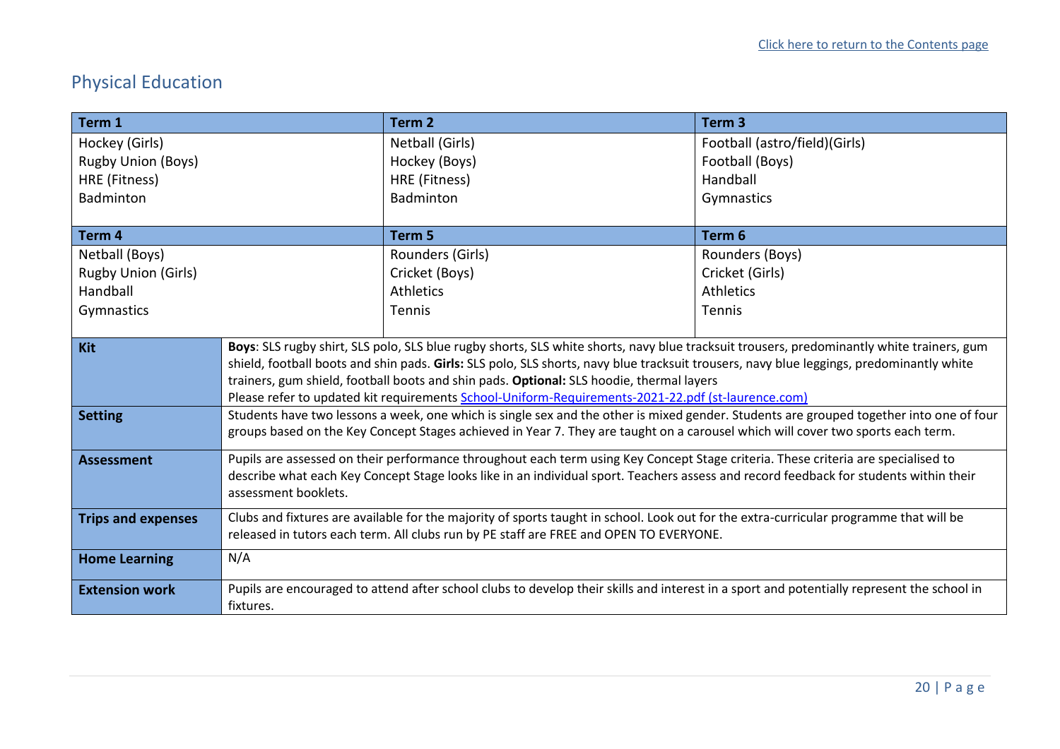[Click here to return to the Contents page]

## Physical Education

| Term 1 | Term 2 | Term 3 |
|---|---|---|
| Hockey (Girls)<br>Rugby Union (Boys)<br>HRE (Fitness)<br>Badminton | Netball (Girls)<br>Hockey (Boys)<br>HRE (Fitness)<br>Badminton | Football (astro/field)(Girls)<br>Football (Boys)<br>Handball<br>Gymnastics |
| **Term 4** | **Term 5** | **Term 6** |
| Netball (Boys)<br>Rugby Union (Girls)<br>Handball<br>Gymnastics | Rounders (Girls)<br>Cricket (Boys)<br>Athletics<br>Tennis | Rounders (Boys)<br>Cricket (Girls)<br>Athletics<br>Tennis |

| | |
|---|---|
| **Kit** | **Boys**: SLS rugby shirt, SLS polo, SLS blue rugby shorts, SLS white shorts, navy blue tracksuit trousers, predominantly white trainers, gum shield, football boots and shin pads. **Girls:** SLS polo, SLS shorts, navy blue tracksuit trousers, navy blue leggings, predominantly white trainers, gum shield, football boots and shin pads. **Optional:** SLS hoodie, thermal layers<br>Please refer to updated kit requirements [School-Uniform-Requirements-2021-22.pdf (st-laurence.com)] |
| **Setting** | Students have two lessons a week, one which is single sex and the other is mixed gender. Students are grouped together into one of four groups based on the Key Concept Stages achieved in Year 7. They are taught on a carousel which will cover two sports each term. |
| **Assessment** | Pupils are assessed on their performance throughout each term using Key Concept Stage criteria. These criteria are specialised to describe what each Key Concept Stage looks like in an individual sport. Teachers assess and record feedback for students within their assessment booklets. |
| **Trips and expenses** | Clubs and fixtures are available for the majority of sports taught in school. Look out for the extra-curricular programme that will be released in tutors each term. All clubs run by PE staff are FREE and OPEN TO EVERYONE. |
| **Home Learning** | N/A |
| **Extension work** | Pupils are encouraged to attend after school clubs to develop their skills and interest in a sport and potentially represent the school in fixtures. |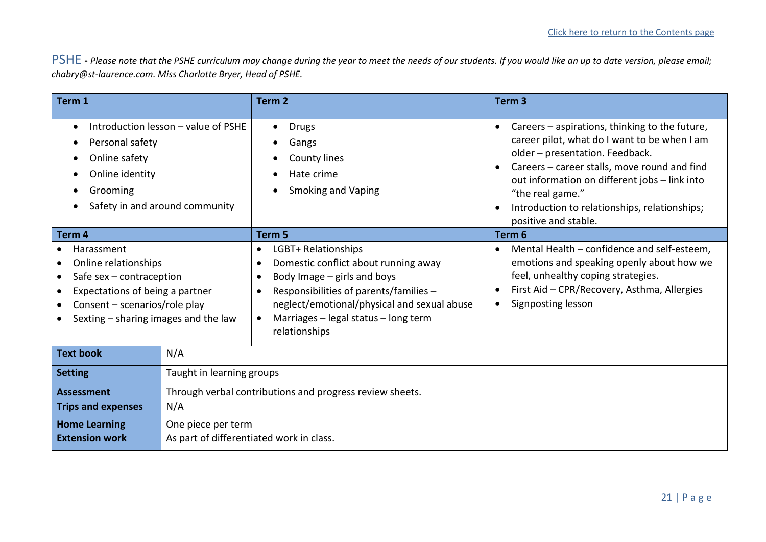## PSHE - *Please note that the PSHE curriculum may change during the year to meet the needs of our students. If you would like an up to date version, please email; chabry@st-laurence.com. Miss Charlotte Bryer, Head of PSHE.*

| Term 1 | Term 2 | Term 3 |
|---|---|---|
| • Introduction lesson – value of PSHE<br>• Personal safety<br>• Online safety<br>• Online identity<br>• Grooming<br>• Safety in and around community | • Drugs<br>• Gangs<br>• County lines<br>• Hate crime<br>• Smoking and Vaping | • Careers – aspirations, thinking to the future, career pilot, what do I want to be when I am older – presentation. Feedback.<br>• Careers – career stalls, move round and find out information on different jobs – link into "the real game."<br>• Introduction to relationships, relationships; positive and stable. |
| **Term 4** | **Term 5** | **Term 6** |
| • Harassment<br>• Online relationships<br>• Safe sex – contraception<br>• Expectations of being a partner<br>• Consent – scenarios/role play<br>• Sexting – sharing images and the law | • LGBT+ Relationships<br>• Domestic conflict about running away<br>• Body Image – girls and boys<br>• Responsibilities of parents/families – neglect/emotional/physical and sexual abuse<br>• Marriages – legal status – long term relationships | • Mental Health – confidence and self-esteem, emotions and speaking openly about how we feel, unhealthy coping strategies.<br>• First Aid – CPR/Recovery, Asthma, Allergies<br>• Signposting lesson |

| | |
|---|---|
| **Text book** | N/A |
| **Setting** | Taught in learning groups |
| **Assessment** | Through verbal contributions and progress review sheets. |
| **Trips and expenses** | N/A |
| **Home Learning** | One piece per term |
| **Extension work** | As part of differentiated work in class. |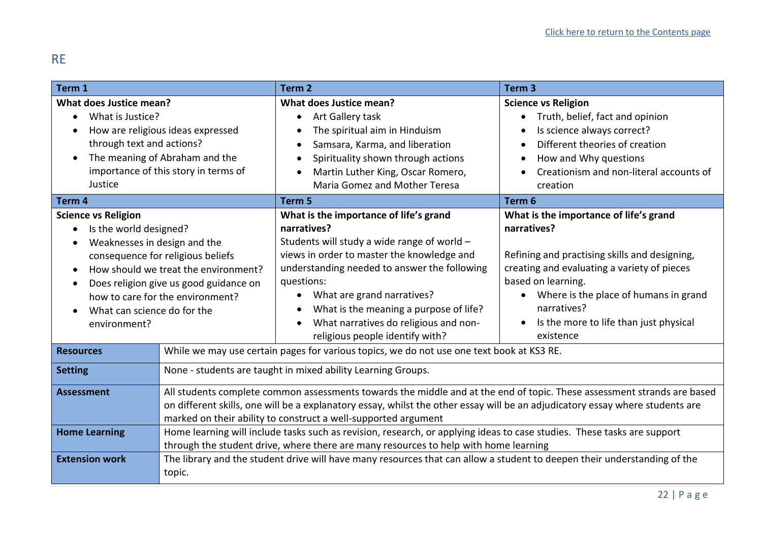## RE

| Term 1 | Term 2 | Term 3 |
|---|---|---|
| **What does Justice mean?**<br>• What is Justice?<br>• How are religious ideas expressed through text and actions?<br>• The meaning of Abraham and the importance of this story in terms of Justice | **What does Justice mean?**<br>• Art Gallery task<br>• The spiritual aim in Hinduism<br>• Samsara, Karma, and liberation<br>• Spirituality shown through actions<br>• Martin Luther King, Oscar Romero, Maria Gomez and Mother Teresa | **Science vs Religion**<br>• Truth, belief, fact and opinion<br>• Is science always correct?<br>• Different theories of creation<br>• How and Why questions<br>• Creationism and non-literal accounts of creation |
| **Term 4** | **Term 5** | **Term 6** |
| **Science vs Religion**<br>• Is the world designed?<br>• Weaknesses in design and the consequence for religious beliefs<br>• How should we treat the environment?<br>• Does religion give us good guidance on how to care for the environment?<br>• What can science do for the environment? | **What is the importance of life's grand narratives?**<br>Students will study a wide range of world – views in order to master the knowledge and understanding needed to answer the following questions:<br>• What are grand narratives?<br>• What is the meaning a purpose of life?<br>• What narratives do religious and non-religious people identify with? | **What is the importance of life's grand narratives?**<br><br>Refining and practising skills and designing, creating and evaluating a variety of pieces based on learning.<br>• Where is the place of humans in grand narratives?<br>• Is the more to life than just physical existence |

| | |
|---|---|
| **Resources** | While we may use certain pages for various topics, we do not use one text book at KS3 RE. |
| **Setting** | None - students are taught in mixed ability Learning Groups. |
| **Assessment** | All students complete common assessments towards the middle and at the end of topic. These assessment strands are based on different skills, one will be a explanatory essay, whilst the other essay will be an adjudicatory essay where students are marked on their ability to construct a well-supported argument |
| **Home Learning** | Home learning will include tasks such as revision, research, or applying ideas to case studies. These tasks are support through the student drive, where there are many resources to help with home learning |
| **Extension work** | The library and the student drive will have many resources that can allow a student to deepen their understanding of the topic. |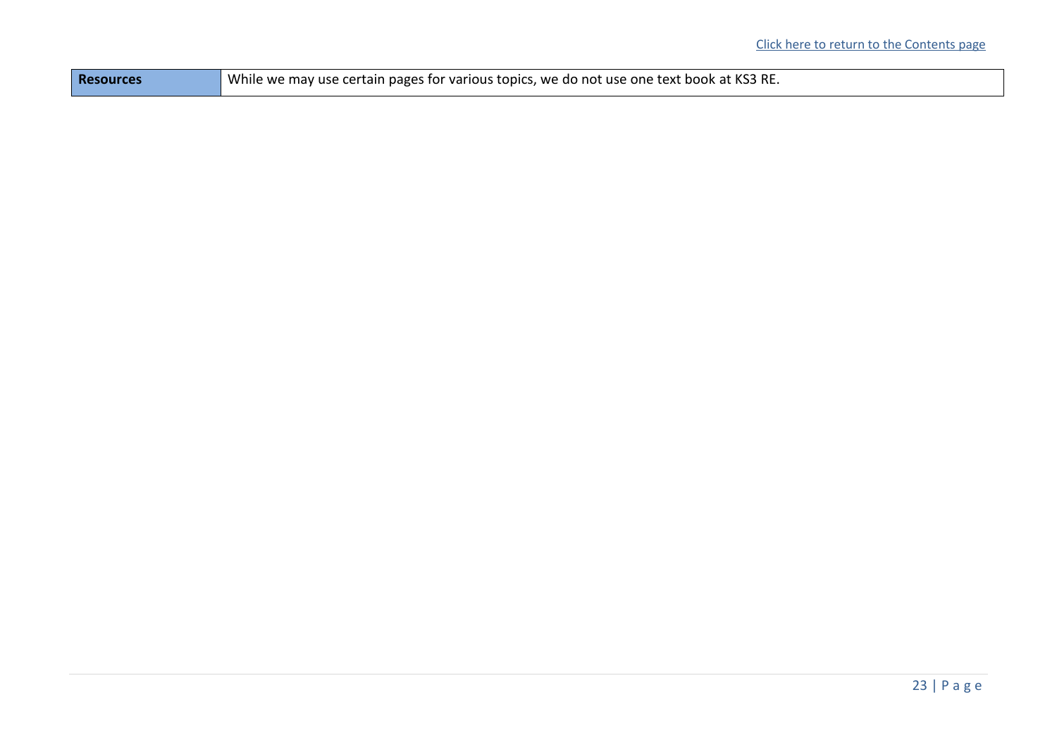[Click here to return to the Contents page]

| Resources | While we may use certain pages for various topics, we do not use one text book at KS3 RE. |
|---|---|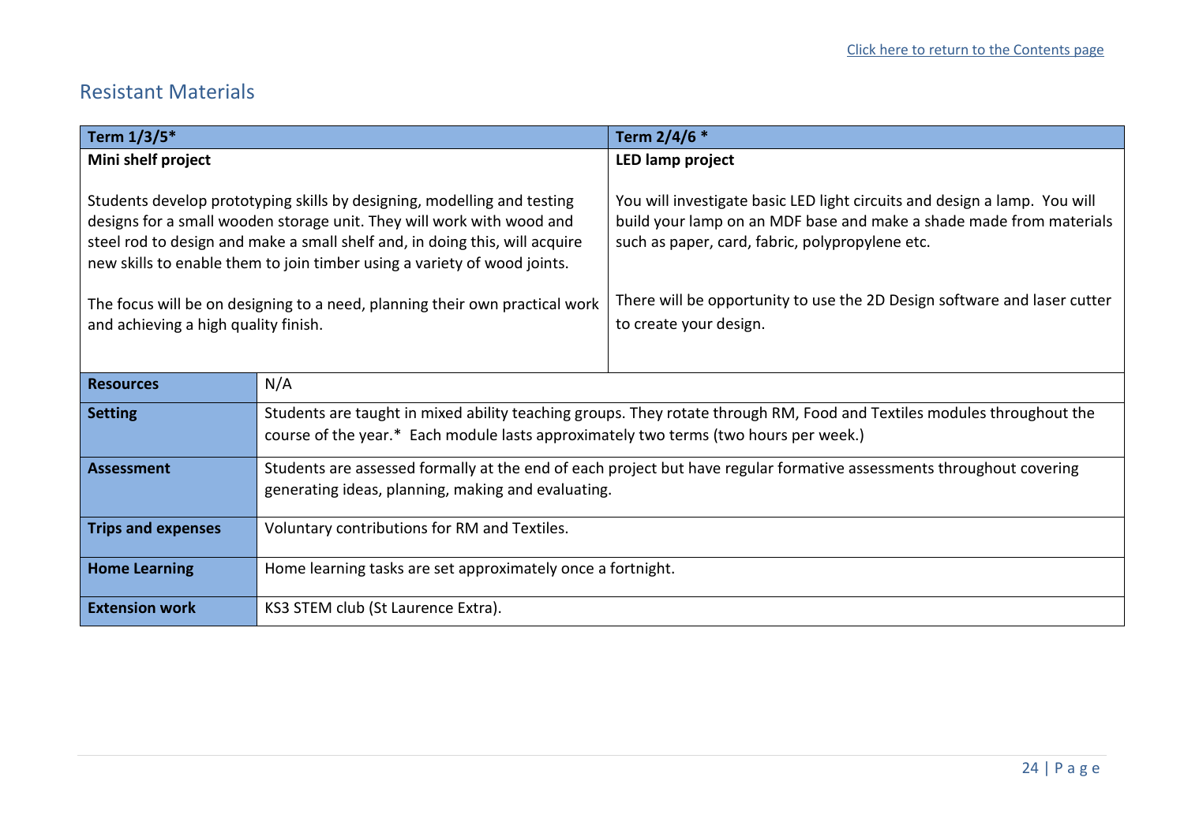[Click here to return to the Contents page]

## Resistant Materials

| Term 1/3/5* | Term 2/4/6 * |
|---|---|
| **Mini shelf project**<br><br>Students develop prototyping skills by designing, modelling and testing designs for a small wooden storage unit. They will work with wood and steel rod to design and make a small shelf and, in doing this, will acquire new skills to enable them to join timber using a variety of wood joints.<br><br>The focus will be on designing to a need, planning their own practical work and achieving a high quality finish. | **LED lamp project**<br><br>You will investigate basic LED light circuits and design a lamp. You will build your lamp on an MDF base and make a shade made from materials such as paper, card, fabric, polypropylene etc.<br><br>There will be opportunity to use the 2D Design software and laser cutter to create your design. |

| | |
|---|---|
| **Resources** | N/A |
| **Setting** | Students are taught in mixed ability teaching groups. They rotate through RM, Food and Textiles modules throughout the course of the year.* Each module lasts approximately two terms (two hours per week.) |
| **Assessment** | Students are assessed formally at the end of each project but have regular formative assessments throughout covering generating ideas, planning, making and evaluating. |
| **Trips and expenses** | Voluntary contributions for RM and Textiles. |
| **Home Learning** | Home learning tasks are set approximately once a fortnight. |
| **Extension work** | KS3 STEM club (St Laurence Extra). |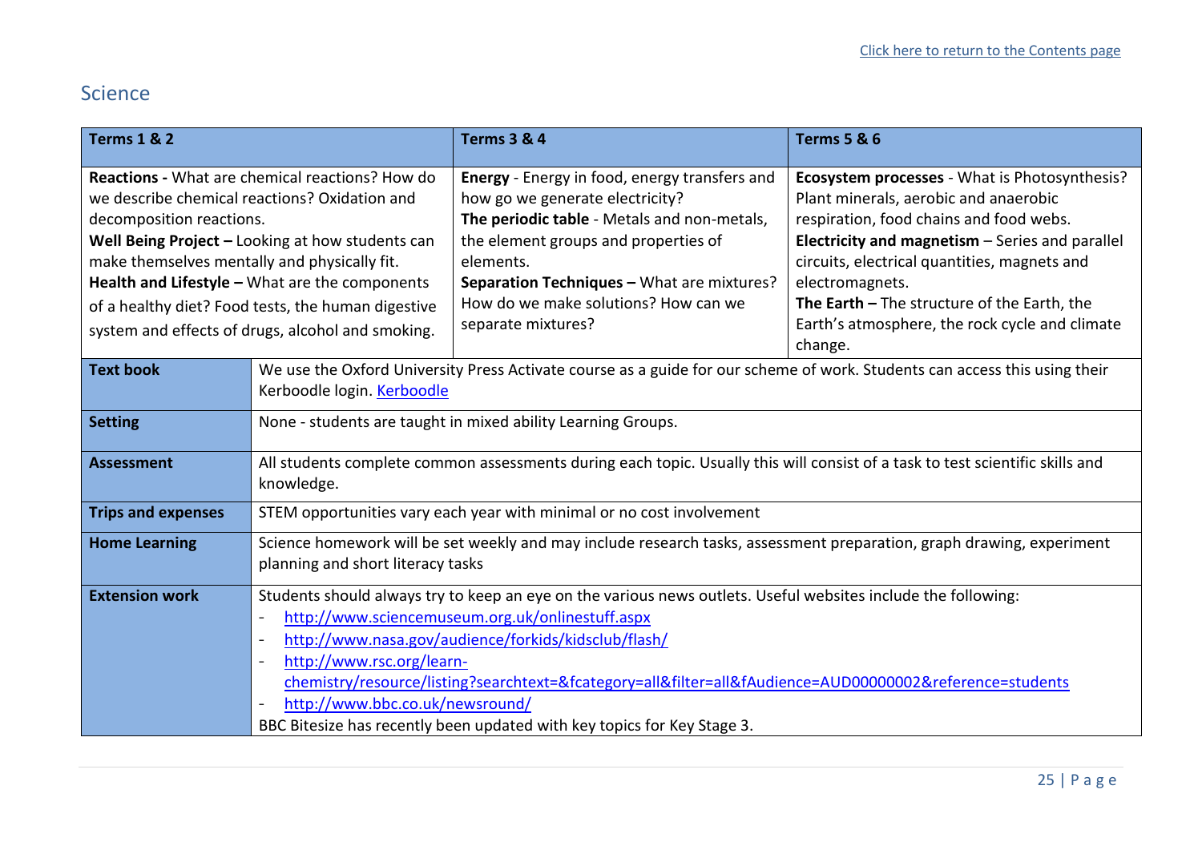[Click here to return to the Contents page]

## Science

| Terms 1 & 2 | Terms 3 & 4 | Terms 5 & 6 |
|---|---|---|
| **Reactions -** What are chemical reactions? How do we describe chemical reactions? Oxidation and decomposition reactions.<br>**Well Being Project –** Looking at how students can make themselves mentally and physically fit.<br>**Health and Lifestyle –** What are the components of a healthy diet? Food tests, the human digestive system and effects of drugs, alcohol and smoking. | **Energy** - Energy in food, energy transfers and how go we generate electricity?<br>**The periodic table** - Metals and non-metals, the element groups and properties of elements.<br>**Separation Techniques –** What are mixtures? How do we make solutions? How can we separate mixtures? | **Ecosystem processes** - What is Photosynthesis? Plant minerals, aerobic and anaerobic respiration, food chains and food webs.<br>**Electricity and magnetism** – Series and parallel circuits, electrical quantities, magnets and electromagnets.<br>**The Earth –** The structure of the Earth, the Earth's atmosphere, the rock cycle and climate change. |

| | |
|---|---|
| **Text book** | We use the Oxford University Press Activate course as a guide for our scheme of work. Students can access this using their Kerboodle login. Kerboodle |
| **Setting** | None - students are taught in mixed ability Learning Groups. |
| **Assessment** | All students complete common assessments during each topic. Usually this will consist of a task to test scientific skills and knowledge. |
| **Trips and expenses** | STEM opportunities vary each year with minimal or no cost involvement |
| **Home Learning** | Science homework will be set weekly and may include research tasks, assessment preparation, graph drawing, experiment planning and short literacy tasks |
| **Extension work** | Students should always try to keep an eye on the various news outlets. Useful websites include the following:<br>- http://www.sciencemuseum.org.uk/onlinestuff.aspx<br>- http://www.nasa.gov/audience/forkids/kidsclub/flash/<br>- http://www.rsc.org/learn-chemistry/resource/listing?searchtext=&fcategory=all&filter=all&fAudience=AUD00000002&reference=students<br>- http://www.bbc.co.uk/newsround/<br>BBC Bitesize has recently been updated with key topics for Key Stage 3. |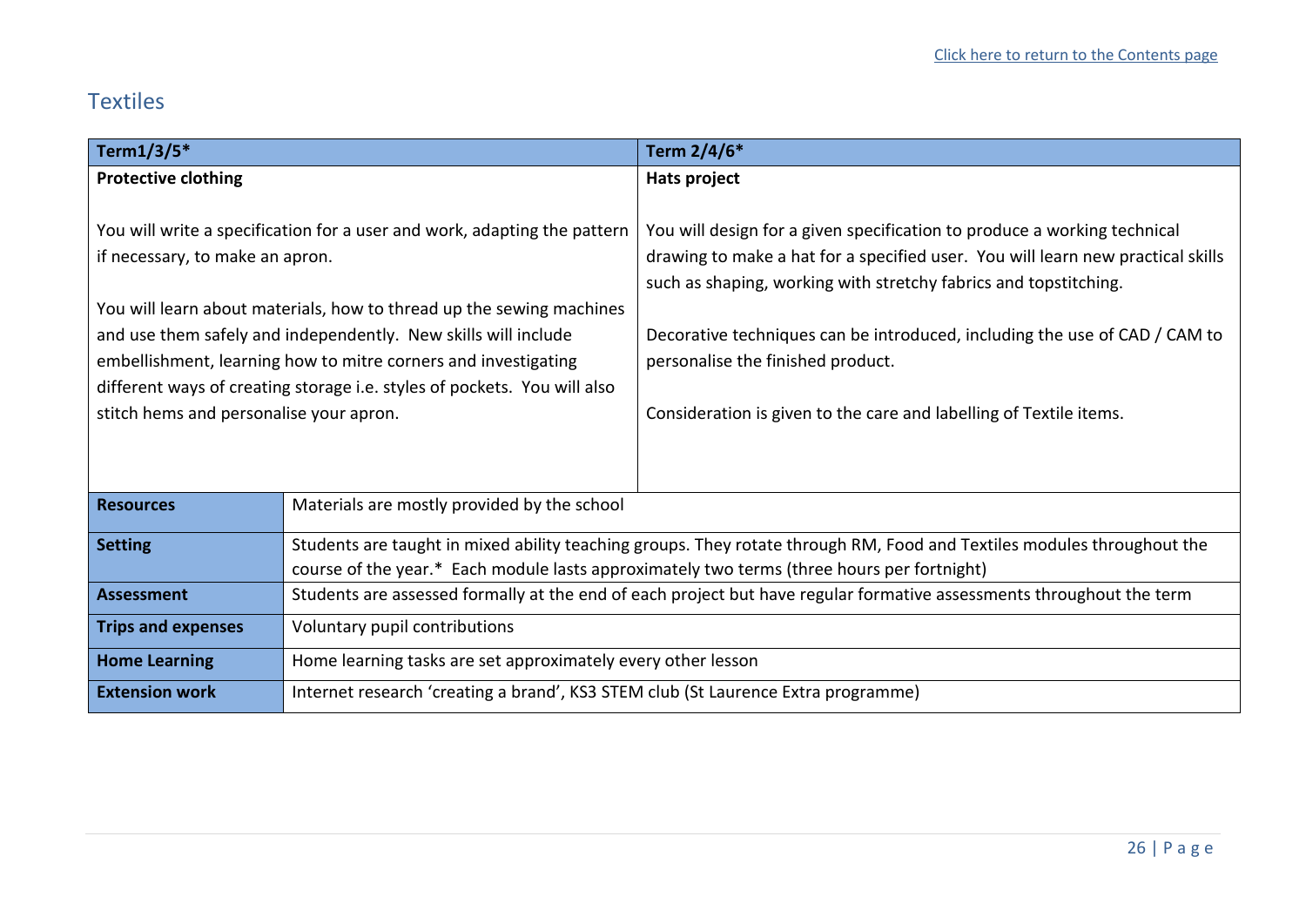[Click here to return to the Contents page]

## Textiles

| Term1/3/5* | Term 2/4/6* |
|---|---|
| **Protective clothing**<br><br>You will write a specification for a user and work, adapting the pattern if necessary, to make an apron.<br><br>You will learn about materials, how to thread up the sewing machines and use them safely and independently. New skills will include embellishment, learning how to mitre corners and investigating different ways of creating storage i.e. styles of pockets. You will also stitch hems and personalise your apron. | **Hats project**<br><br>You will design for a given specification to produce a working technical drawing to make a hat for a specified user. You will learn new practical skills such as shaping, working with stretchy fabrics and topstitching.<br><br>Decorative techniques can be introduced, including the use of CAD / CAM to personalise the finished product.<br><br>Consideration is given to the care and labelling of Textile items. |

| | |
|---|---|
| **Resources** | Materials are mostly provided by the school |
| **Setting** | Students are taught in mixed ability teaching groups. They rotate through RM, Food and Textiles modules throughout the course of the year.* Each module lasts approximately two terms (three hours per fortnight) |
| **Assessment** | Students are assessed formally at the end of each project but have regular formative assessments throughout the term |
| **Trips and expenses** | Voluntary pupil contributions |
| **Home Learning** | Home learning tasks are set approximately every other lesson |
| **Extension work** | Internet research 'creating a brand', KS3 STEM club (St Laurence Extra programme) |